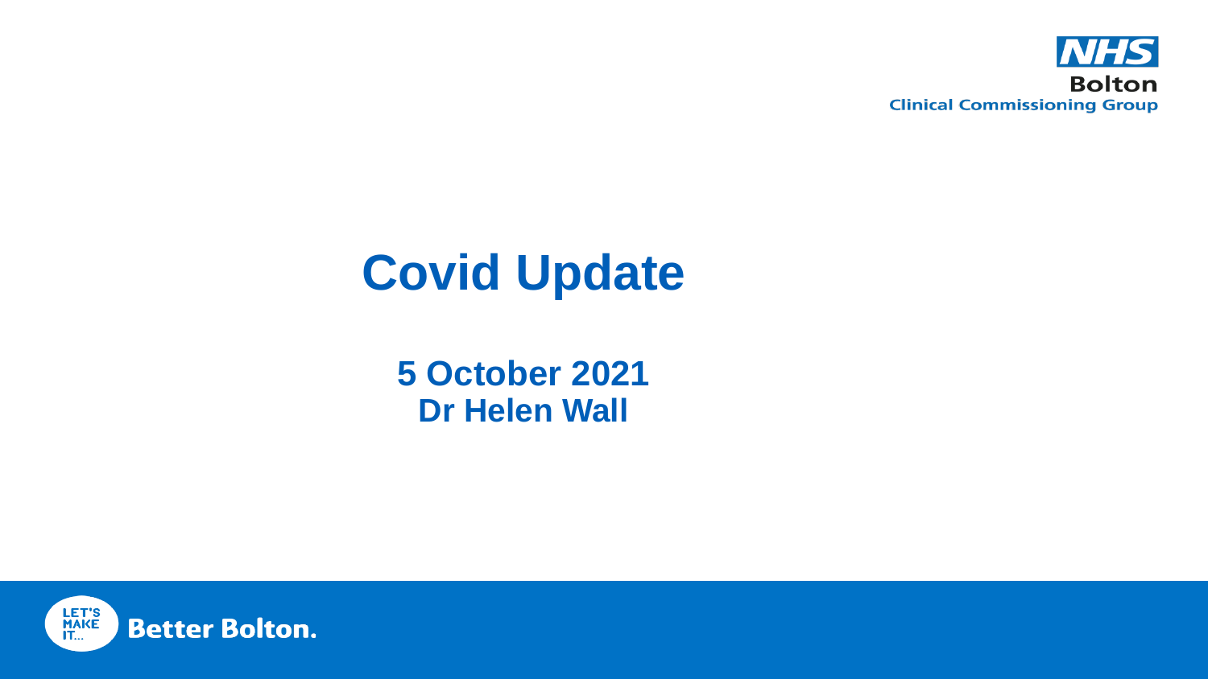NHS
Bolton
Clinical Commissioning Group

# Covid Update

**5 October 2021**
**Dr Helen Wall**

LET'S MAKE IT... Better Bolton.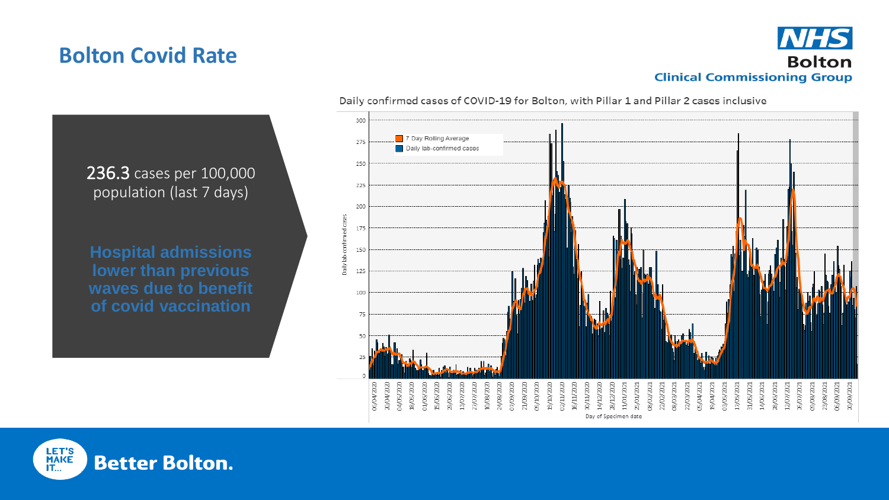# Bolton Covid Rate

NHS Bolton Clinical Commissioning Group

236.3 cases per 100,000 population (last 7 days)

**Hospital admissions lower than previous waves due to benefit of covid vaccination**

Daily confirmed cases of COVID-19 for Bolton, with Pillar 1 and Pillar 2 cases inclusive

Better Bolton.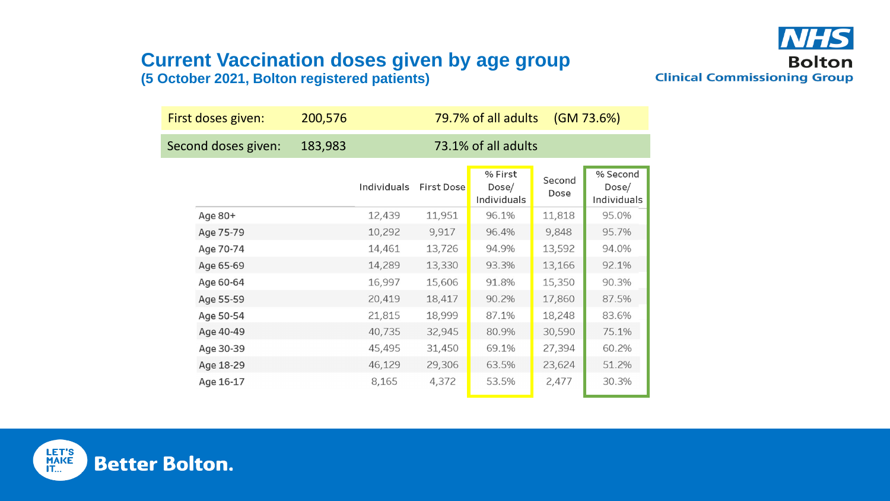# Current Vaccination doses given by age group

**(5 October 2021, Bolton registered patients)**

| First doses given: | 200,576 | 79.7% of all adults | (GM 73.6%) |
|---|---|---|---|
| Second doses given: | 183,983 | 73.1% of all adults | |

| | Individuals | First Dose | % First Dose/ Individuals | Second Dose | % Second Dose/ Individuals |
|---|---|---|---|---|---|
| Age 80+ | 12,439 | 11,951 | 96.1% | 11,818 | 95.0% |
| Age 75-79 | 10,292 | 9,917 | 96.4% | 9,848 | 95.7% |
| Age 70-74 | 14,461 | 13,726 | 94.9% | 13,592 | 94.0% |
| Age 65-69 | 14,289 | 13,330 | 93.3% | 13,166 | 92.1% |
| Age 60-64 | 16,997 | 15,606 | 91.8% | 15,350 | 90.3% |
| Age 55-59 | 20,419 | 18,417 | 90.2% | 17,860 | 87.5% |
| Age 50-54 | 21,815 | 18,999 | 87.1% | 18,248 | 83.6% |
| Age 40-49 | 40,735 | 32,945 | 80.9% | 30,590 | 75.1% |
| Age 30-39 | 45,495 | 31,450 | 69.1% | 27,394 | 60.2% |
| Age 18-29 | 46,129 | 29,306 | 63.5% | 23,624 | 51.2% |
| Age 16-17 | 8,165 | 4,372 | 53.5% | 2,477 | 30.3% |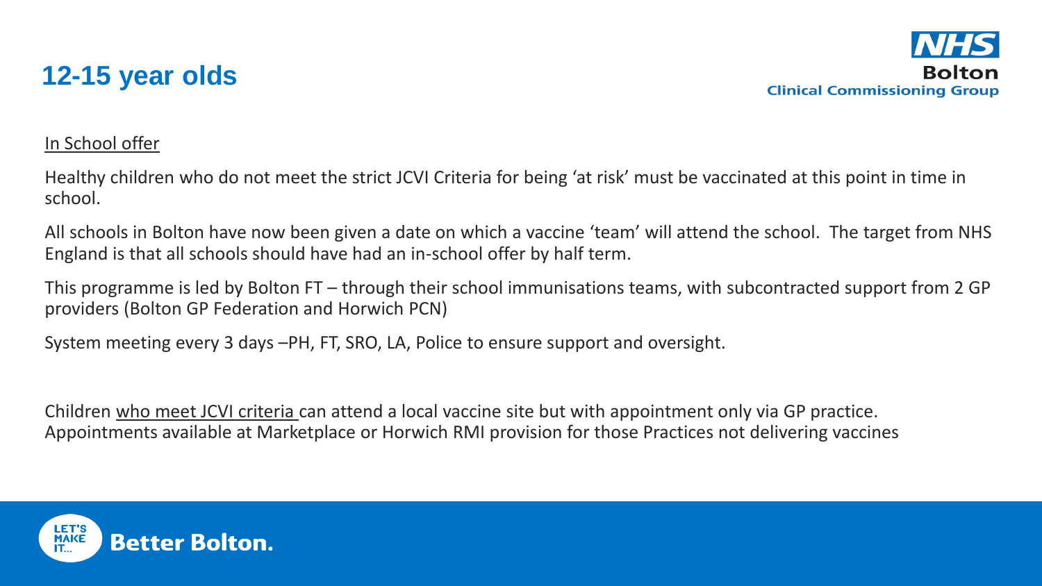# 12-15 year olds

In School offer

Healthy children who do not meet the strict JCVI Criteria for being 'at risk' must be vaccinated at this point in time in school.

All schools in Bolton have now been given a date on which a vaccine 'team' will attend the school. The target from NHS England is that all schools should have had an in-school offer by half term.

This programme is led by Bolton FT – through their school immunisations teams, with subcontracted support from 2 GP providers (Bolton GP Federation and Horwich PCN)

System meeting every 3 days –PH, FT, SRO, LA, Police to ensure support and oversight.

Children who meet JCVI criteria can attend a local vaccine site but with appointment only via GP practice. Appointments available at Marketplace or Horwich RMI provision for those Practices not delivering vaccines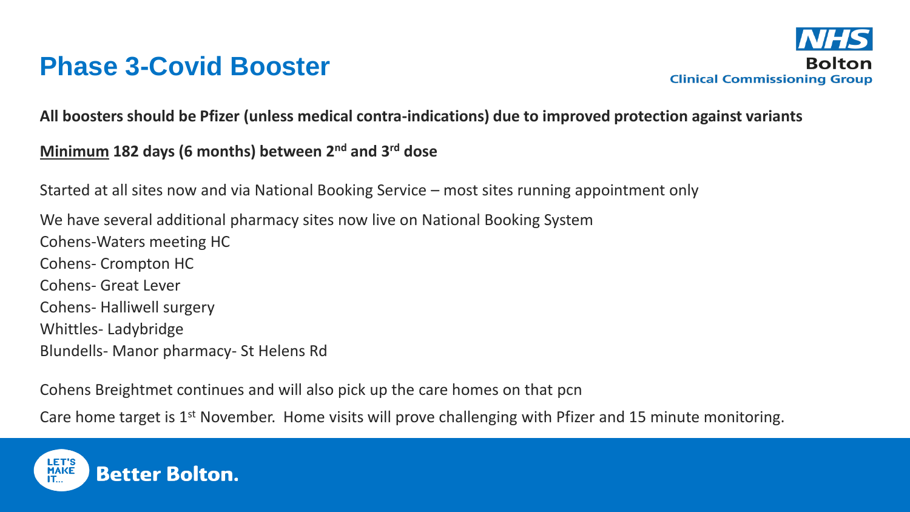# Phase 3-Covid Booster

**All boosters should be Pfizer (unless medical contra-indications) due to improved protection against variants**

**<u>Minimum</u> 182 days (6 months) between 2nd and 3rd dose**

Started at all sites now and via National Booking Service – most sites running appointment only

We have several additional pharmacy sites now live on National Booking System
Cohens-Waters meeting HC
Cohens- Crompton HC
Cohens- Great Lever
Cohens- Halliwell surgery
Whittles- Ladybridge
Blundells- Manor pharmacy- St Helens Rd

Cohens Breightmet continues and will also pick up the care homes on that pcn

Care home target is 1st November. Home visits will prove challenging with Pfizer and 15 minute monitoring.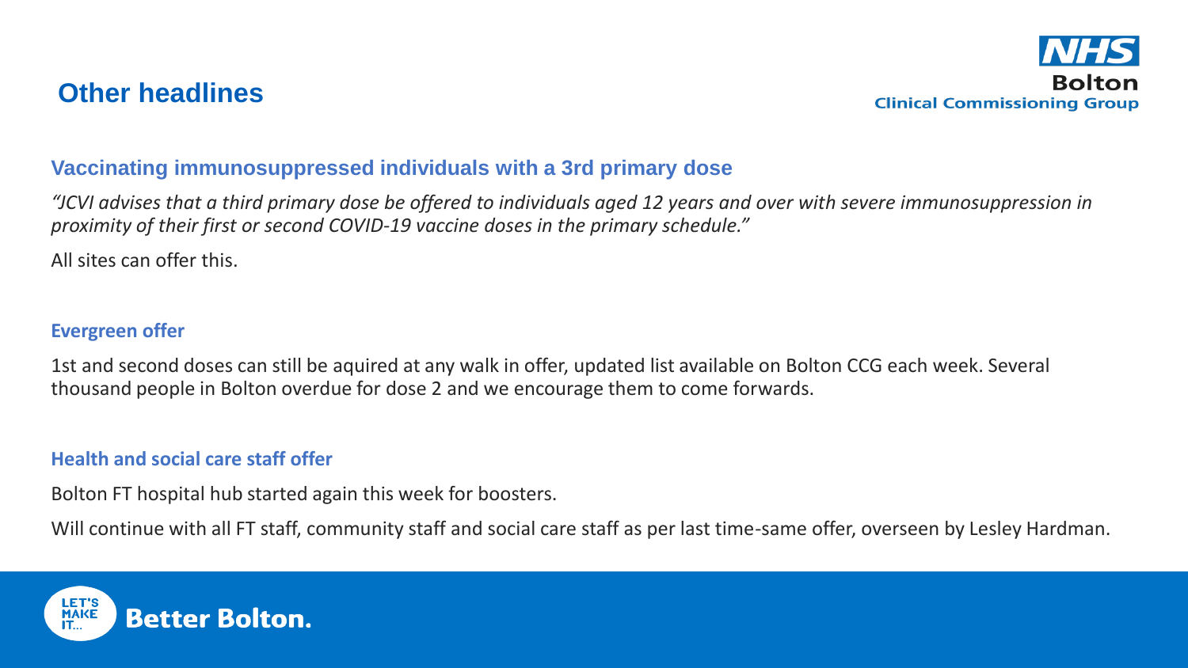## Other headlines

### Vaccinating immunosuppressed individuals with a 3rd primary dose

*"JCVI advises that a third primary dose be offered to individuals aged 12 years and over with severe immunosuppression in proximity of their first or second COVID-19 vaccine doses in the primary schedule."*

All sites can offer this.

### Evergreen offer

1st and second doses can still be aquired at any walk in offer, updated list available on Bolton CCG each week. Several thousand people in Bolton overdue for dose 2 and we encourage them to come forwards.

### Health and social care staff offer

Bolton FT hospital hub started again this week for boosters.

Will continue with all FT staff, community staff and social care staff as per last time-same offer, overseen by Lesley Hardman.